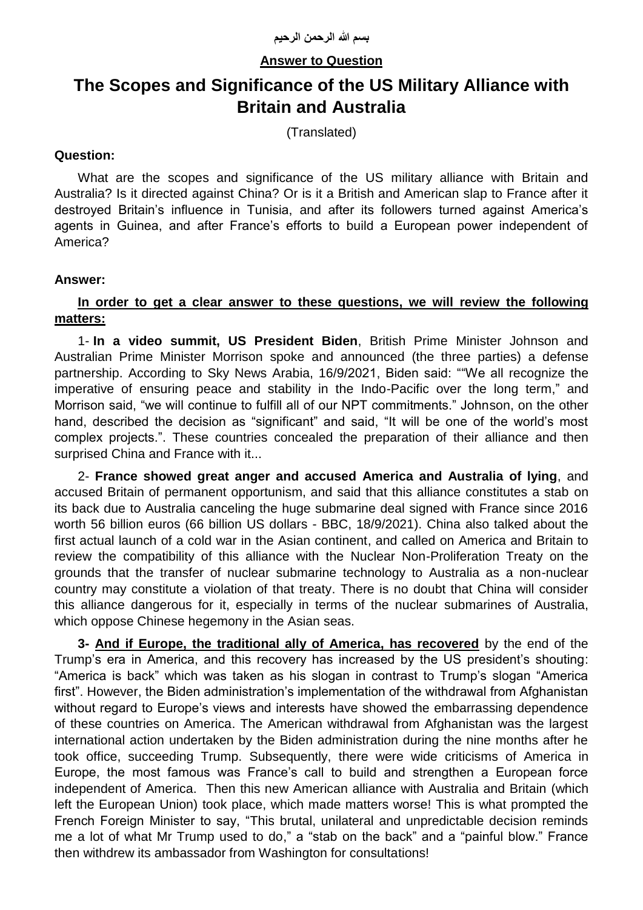بسم الله الرحمن الرحيم

**Answer to Question**

# The Scopes and Significance of the US Military Alliance with Britain and Australia

(Translated)

**Question:**

What are the scopes and significance of the US military alliance with Britain and Australia? Is it directed against China? Or is it a British and American slap to France after it destroyed Britain's influence in Tunisia, and after its followers turned against America's agents in Guinea, and after France's efforts to build a European power independent of America?

**Answer:**

**In order to get a clear answer to these questions, we will review the following matters:**

1- **In a video summit, US President Biden**, British Prime Minister Johnson and Australian Prime Minister Morrison spoke and announced (the three parties) a defense partnership. According to Sky News Arabia, 16/9/2021, Biden said: ""We all recognize the imperative of ensuring peace and stability in the Indo-Pacific over the long term," and Morrison said, "we will continue to fulfill all of our NPT commitments." Johnson, on the other hand, described the decision as "significant" and said, "It will be one of the world's most complex projects.". These countries concealed the preparation of their alliance and then surprised China and France with it...

2- **France showed great anger and accused America and Australia of lying**, and accused Britain of permanent opportunism, and said that this alliance constitutes a stab on its back due to Australia canceling the huge submarine deal signed with France since 2016 worth 56 billion euros (66 billion US dollars - BBC, 18/9/2021). China also talked about the first actual launch of a cold war in the Asian continent, and called on America and Britain to review the compatibility of this alliance with the Nuclear Non-Proliferation Treaty on the grounds that the transfer of nuclear submarine technology to Australia as a non-nuclear country may constitute a violation of that treaty. There is no doubt that China will consider this alliance dangerous for it, especially in terms of the nuclear submarines of Australia, which oppose Chinese hegemony in the Asian seas.

**3- And if Europe, the traditional ally of America, has recovered** by the end of the Trump's era in America, and this recovery has increased by the US president's shouting: "America is back" which was taken as his slogan in contrast to Trump's slogan "America first". However, the Biden administration's implementation of the withdrawal from Afghanistan without regard to Europe's views and interests have showed the embarrassing dependence of these countries on America. The American withdrawal from Afghanistan was the largest international action undertaken by the Biden administration during the nine months after he took office, succeeding Trump. Subsequently, there were wide criticisms of America in Europe, the most famous was France's call to build and strengthen a European force independent of America. Then this new American alliance with Australia and Britain (which left the European Union) took place, which made matters worse! This is what prompted the French Foreign Minister to say, "This brutal, unilateral and unpredictable decision reminds me a lot of what Mr Trump used to do," a "stab on the back" and a "painful blow." France then withdrew its ambassador from Washington for consultations!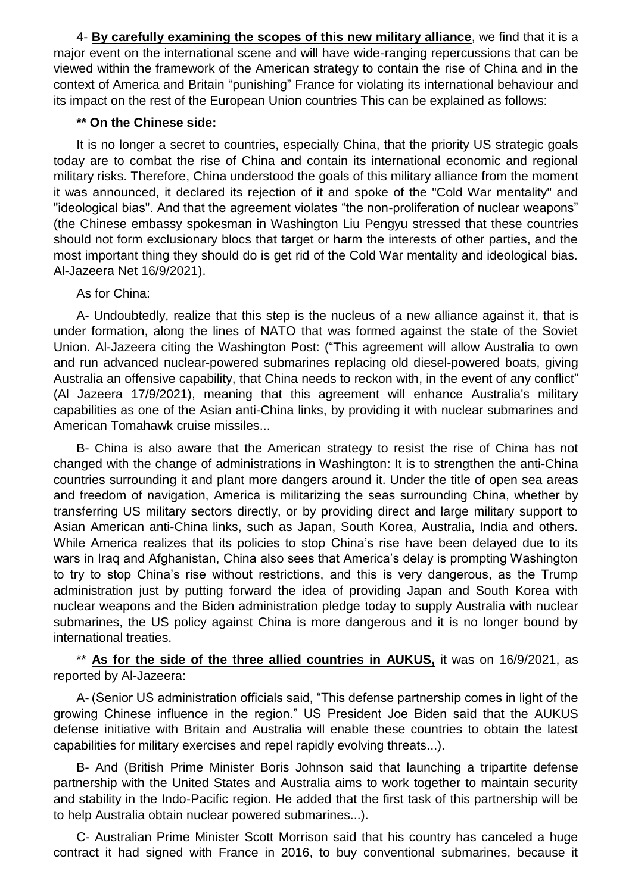4- **By carefully examining the scopes of this new military alliance**, we find that it is a major event on the international scene and will have wide-ranging repercussions that can be viewed within the framework of the American strategy to contain the rise of China and in the context of America and Britain "punishing" France for violating its international behaviour and its impact on the rest of the European Union countries This can be explained as follows:

**\*\* On the Chinese side:**

It is no longer a secret to countries, especially China, that the priority US strategic goals today are to combat the rise of China and contain its international economic and regional military risks. Therefore, China understood the goals of this military alliance from the moment it was announced, it declared its rejection of it and spoke of the "Cold War mentality" and "ideological bias". And that the agreement violates "the non-proliferation of nuclear weapons" (the Chinese embassy spokesman in Washington Liu Pengyu stressed that these countries should not form exclusionary blocs that target or harm the interests of other parties, and the most important thing they should do is get rid of the Cold War mentality and ideological bias. Al-Jazeera Net 16/9/2021).

As for China:

A- Undoubtedly, realize that this step is the nucleus of a new alliance against it, that is under formation, along the lines of NATO that was formed against the state of the Soviet Union. Al-Jazeera citing the Washington Post: ("This agreement will allow Australia to own and run advanced nuclear-powered submarines replacing old diesel-powered boats, giving Australia an offensive capability, that China needs to reckon with, in the event of any conflict" (Al Jazeera 17/9/2021), meaning that this agreement will enhance Australia's military capabilities as one of the Asian anti-China links, by providing it with nuclear submarines and American Tomahawk cruise missiles...

B- China is also aware that the American strategy to resist the rise of China has not changed with the change of administrations in Washington: It is to strengthen the anti-China countries surrounding it and plant more dangers around it. Under the title of open sea areas and freedom of navigation, America is militarizing the seas surrounding China, whether by transferring US military sectors directly, or by providing direct and large military support to Asian American anti-China links, such as Japan, South Korea, Australia, India and others. While America realizes that its policies to stop China's rise have been delayed due to its wars in Iraq and Afghanistan, China also sees that America's delay is prompting Washington to try to stop China's rise without restrictions, and this is very dangerous, as the Trump administration just by putting forward the idea of providing Japan and South Korea with nuclear weapons and the Biden administration pledge today to supply Australia with nuclear submarines, the US policy against China is more dangerous and it is no longer bound by international treaties.

\*\* **As for the side of the three allied countries in AUKUS,** it was on 16/9/2021, as reported by Al-Jazeera:

A- (Senior US administration officials said, "This defense partnership comes in light of the growing Chinese influence in the region." US President Joe Biden said that the AUKUS defense initiative with Britain and Australia will enable these countries to obtain the latest capabilities for military exercises and repel rapidly evolving threats...).

B- And (British Prime Minister Boris Johnson said that launching a tripartite defense partnership with the United States and Australia aims to work together to maintain security and stability in the Indo-Pacific region. He added that the first task of this partnership will be to help Australia obtain nuclear powered submarines...).

C- Australian Prime Minister Scott Morrison said that his country has canceled a huge contract it had signed with France in 2016, to buy conventional submarines, because it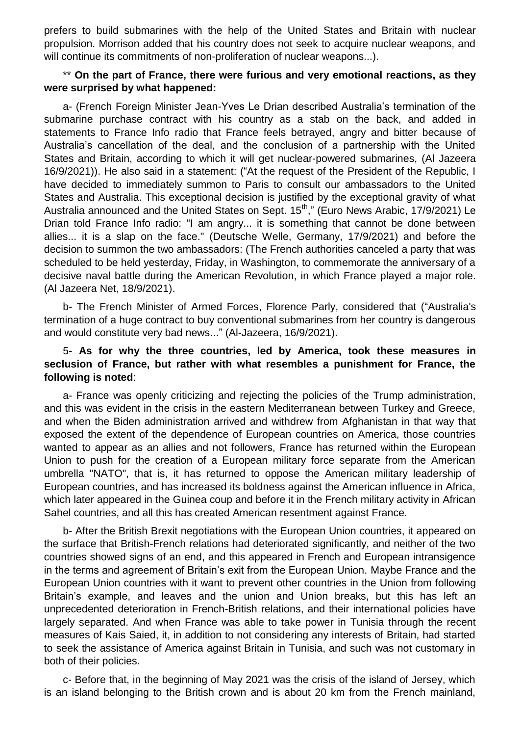prefers to build submarines with the help of the United States and Britain with nuclear propulsion. Morrison added that his country does not seek to acquire nuclear weapons, and will continue its commitments of non-proliferation of nuclear weapons...).

** **On the part of France, there were furious and very emotional reactions, as they were surprised by what happened:**

a- (French Foreign Minister Jean-Yves Le Drian described Australia's termination of the submarine purchase contract with his country as a stab on the back, and added in statements to France Info radio that France feels betrayed, angry and bitter because of Australia's cancellation of the deal, and the conclusion of a partnership with the United States and Britain, according to which it will get nuclear-powered submarines, (Al Jazeera 16/9/2021)). He also said in a statement: ("At the request of the President of the Republic, I have decided to immediately summon to Paris to consult our ambassadors to the United States and Australia. This exceptional decision is justified by the exceptional gravity of what Australia announced and the United States on Sept. 15th," (Euro News Arabic, 17/9/2021) Le Drian told France Info radio: "I am angry... it is something that cannot be done between allies... it is a slap on the face." (Deutsche Welle, Germany, 17/9/2021) and before the decision to summon the two ambassadors: (The French authorities canceled a party that was scheduled to be held yesterday, Friday, in Washington, to commemorate the anniversary of a decisive naval battle during the American Revolution, in which France played a major role. (Al Jazeera Net, 18/9/2021).

b- The French Minister of Armed Forces, Florence Parly, considered that ("Australia's termination of a huge contract to buy conventional submarines from her country is dangerous and would constitute very bad news..." (Al-Jazeera, 16/9/2021).

**5- As for why the three countries, led by America, took these measures in seclusion of France, but rather with what resembles a punishment for France, the following is noted**:

a- France was openly criticizing and rejecting the policies of the Trump administration, and this was evident in the crisis in the eastern Mediterranean between Turkey and Greece, and when the Biden administration arrived and withdrew from Afghanistan in that way that exposed the extent of the dependence of European countries on America, those countries wanted to appear as an allies and not followers, France has returned within the European Union to push for the creation of a European military force separate from the American umbrella "NATO", that is, it has returned to oppose the American military leadership of European countries, and has increased its boldness against the American influence in Africa, which later appeared in the Guinea coup and before it in the French military activity in African Sahel countries, and all this has created American resentment against France.

b- After the British Brexit negotiations with the European Union countries, it appeared on the surface that British-French relations had deteriorated significantly, and neither of the two countries showed signs of an end, and this appeared in French and European intransigence in the terms and agreement of Britain's exit from the European Union. Maybe France and the European Union countries with it want to prevent other countries in the Union from following Britain's example, and leaves and the union and Union breaks, but this has left an unprecedented deterioration in French-British relations, and their international policies have largely separated. And when France was able to take power in Tunisia through the recent measures of Kais Saied, it, in addition to not considering any interests of Britain, had started to seek the assistance of America against Britain in Tunisia, and such was not customary in both of their policies.

c- Before that, in the beginning of May 2021 was the crisis of the island of Jersey, which is an island belonging to the British crown and is about 20 km from the French mainland,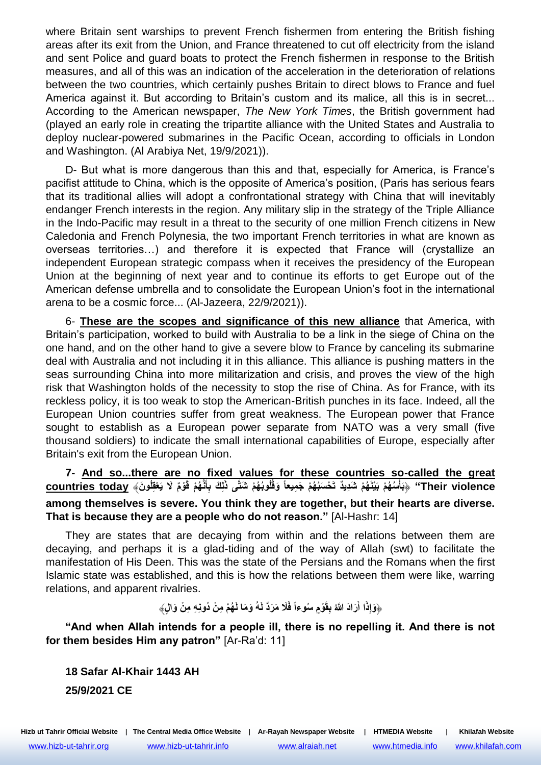where Britain sent warships to prevent French fishermen from entering the British fishing areas after its exit from the Union, and France threatened to cut off electricity from the island and sent Police and guard boats to protect the French fishermen in response to the British measures, and all of this was an indication of the acceleration in the deterioration of relations between the two countries, which certainly pushes Britain to direct blows to France and fuel America against it. But according to Britain's custom and its malice, all this is in secret... According to the American newspaper, *The New York Times*, the British government had (played an early role in creating the tripartite alliance with the United States and Australia to deploy nuclear-powered submarines in the Pacific Ocean, according to officials in London and Washington. (Al Arabiya Net, 19/9/2021)).

D- But what is more dangerous than this and that, especially for America, is France's pacifist attitude to China, which is the opposite of America's position, (Paris has serious fears that its traditional allies will adopt a confrontational strategy with China that will inevitably endanger French interests in the region. Any military slip in the strategy of the Triple Alliance in the Indo-Pacific may result in a threat to the security of one million French citizens in New Caledonia and French Polynesia, the two important French territories in what are known as overseas territories…) and therefore it is expected that France will (crystallize an independent European strategic compass when it receives the presidency of the European Union at the beginning of next year and to continue its efforts to get Europe out of the American defense umbrella and to consolidate the European Union's foot in the international arena to be a cosmic force... (Al-Jazeera, 22/9/2021)).

6- **These are the scopes and significance of this new alliance** that America, with Britain's participation, worked to build with Australia to be a link in the siege of China on the one hand, and on the other hand to give a severe blow to France by canceling its submarine deal with Australia and not including it in this alliance. This alliance is pushing matters in the seas surrounding China into more militarization and crisis, and proves the view of the high risk that Washington holds of the necessity to stop the rise of China. As for France, with its reckless policy, it is too weak to stop the American-British punches in its face. Indeed, all the European Union countries suffer from great weakness. The European power that France sought to establish as a European power separate from NATO was a very small (five thousand soldiers) to indicate the small international capabilities of Europe, especially after Britain's exit from the European Union.

**7- And so...there are no fixed values for these countries so-called the great countries today** ﴿بَأْسُهُمْ بَيْنَهُمْ شَدِيدٌ تَحْسَبُهُمْ جَمِيعاً وَقُلُوبُهُمْ شَتَّى ذَلِكَ بِأَنَّهُمْ قَوْمٌ لا يَعْقِلُونَ﴾ **"Their violence among themselves is severe. You think they are together, but their hearts are diverse. That is because they are a people who do not reason."** [Al-Hashr: 14]

They are states that are decaying from within and the relations between them are decaying, and perhaps it is a glad-tiding and of the way of Allah (swt) to facilitate the manifestation of His Deen. This was the state of the Persians and the Romans when the first Islamic state was established, and this is how the relations between them were like, warring relations, and apparent rivalries.

﴿وَإِذَا أَرَادَ اللَّهُ بِقَوْمٍ سُوءاً فَلَا مَرَدَّ لَهُ وَمَا لَهُمْ مِنْ دُونِهِ مِنْ وَالٍ﴾

**"And when Allah intends for a people ill, there is no repelling it. And there is not for them besides Him any patron"** [Ar-Ra'd: 11]

**18 Safar Al-Khair 1443 AH**

**25/9/2021 CE**